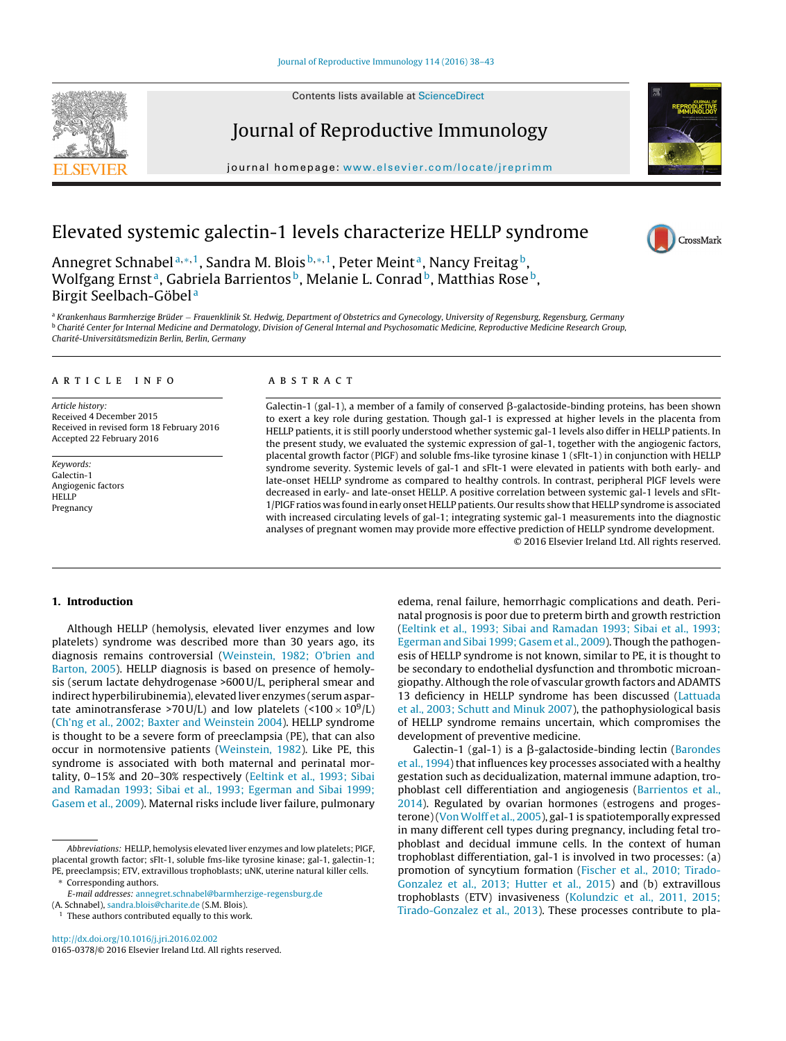# Elevated systemic galectin-1 levels characterize HELLP syndrome

Annegret Schnabel[a,*,1], Sandra M. Blois[b,*,1], Peter Meint[a], Nancy Freitag[b], Wolfgang Ernst[a], Gabriela Barrientos[b], Melanie L. Conrad[b], Matthias Rose[b], Birgit Seelbach-Göbel[a]

[a] *Krankenhaus Barmherzige Brüder – Frauenklinik St. Hedwig, Department of Obstetrics and Gynecology, University of Regensburg, Regensburg, Germany*
[b] *Charité Center for Internal Medicine and Dermatology, Division of General Internal and Psychosomatic Medicine, Reproductive Medicine Research Group, Charité-Universitätsmedizin Berlin, Berlin, Germany*

## ARTICLE INFO

*Article history:*
Received 4 December 2015
Received in revised form 18 February 2016
Accepted 22 February 2016

*Keywords:*
Galectin-1
Angiogenic factors
HELLP
Pregnancy

## ABSTRACT

Galectin-1 (gal-1), a member of a family of conserved β-galactoside-binding proteins, has been shown to exert a key role during gestation. Though gal-1 is expressed at higher levels in the placenta from HELLP patients, it is still poorly understood whether systemic gal-1 levels also differ in HELLP patients. In the present study, we evaluated the systemic expression of gal-1, together with the angiogenic factors, placental growth factor (PlGF) and soluble fms-like tyrosine kinase 1 (sFlt-1) in conjunction with HELLP syndrome severity. Systemic levels of gal-1 and sFlt-1 were elevated in patients with both early- and late-onset HELLP syndrome as compared to healthy controls. In contrast, peripheral PlGF levels were decreased in early- and late-onset HELLP. A positive correlation between systemic gal-1 levels and sFlt-1/PlGF ratios was found in early onset HELLP patients. Our results show that HELLP syndrome is associated with increased circulating levels of gal-1; integrating systemic gal-1 measurements into the diagnostic analyses of pregnant women may provide more effective prediction of HELLP syndrome development.

© 2016 Elsevier Ireland Ltd. All rights reserved.

## 1. Introduction

Although HELLP (hemolysis, elevated liver enzymes and low platelets) syndrome was described more than 30 years ago, its diagnosis remains controversial (Weinstein, 1982; O'brien and Barton, 2005). HELLP diagnosis is based on presence of hemolysis (serum lactate dehydrogenase >600 U/L, peripheral smear and indirect hyperbilirubinemia), elevated liver enzymes (serum aspartate aminotransferase >70 U/L) and low platelets ($<100 \times 10^9$/L) (Ch'ng et al., 2002; Baxter and Weinstein 2004). HELLP syndrome is thought to be a severe form of preeclampsia (PE), that can also occur in normotensive patients (Weinstein, 1982). Like PE, this syndrome is associated with both maternal and perinatal mortality, 0–15% and 20–30% respectively (Eeltink et al., 1993; Sibai and Ramadan 1993; Sibai et al., 1993; Egerman and Sibai 1999; Gasem et al., 2009). Maternal risks include liver failure, pulmonary edema, renal failure, hemorrhagic complications and death. Perinatal prognosis is poor due to preterm birth and growth restriction (Eeltink et al., 1993; Sibai and Ramadan 1993; Sibai et al., 1993; Egerman and Sibai 1999; Gasem et al., 2009). Though the pathogenesis of HELLP syndrome is not known, similar to PE, it is thought to be secondary to endothelial dysfunction and thrombotic microangiopathy. Although the role of vascular growth factors and ADAMTS 13 deficiency in HELLP syndrome has been discussed (Lattuada et al., 2003; Schutt and Minuk 2007), the pathophysiological basis of HELLP syndrome remains uncertain, which compromises the development of preventive medicine.

Galectin-1 (gal-1) is a β-galactoside-binding lectin (Barondes et al., 1994) that influences key processes associated with a healthy gestation such as decidualization, maternal immune adaption, trophoblast cell differentiation and angiogenesis (Barrientos et al., 2014). Regulated by ovarian hormones (estrogens and progesterone) (Von Wolff et al., 2005), gal-1 is spatiotemporally expressed in many different cell types during pregnancy, including fetal trophoblast and decidual immune cells. In the context of human trophoblast differentiation, gal-1 is involved in two processes: (a) promotion of syncytium formation (Fischer et al., 2010; Tirado-Gonzalez et al., 2013; Hutter et al., 2015) and (b) extravillous trophoblasts (ETV) invasiveness (Kolundzic et al., 2011, 2015; Tirado-Gonzalez et al., 2013). These processes contribute to pla-

*Abbreviations:* HELLP, hemolysis elevated liver enzymes and low platelets; PlGF, placental growth factor; sFlt-1, soluble fms-like tyrosine kinase; gal-1, galectin-1; PE, preeclampsia; ETV, extravillous trophoblasts; uNK, uterine natural killer cells.

\* Corresponding authors.
*E-mail addresses:* annegret.schnabel@barmherzige-regensburg.de (A. Schnabel), sandra.blois@charite.de (S.M. Blois).

[1] These authors contributed equally to this work.

http://dx.doi.org/10.1016/j.jri.2016.02.002
0165-0378/© 2016 Elsevier Ireland Ltd. All rights reserved.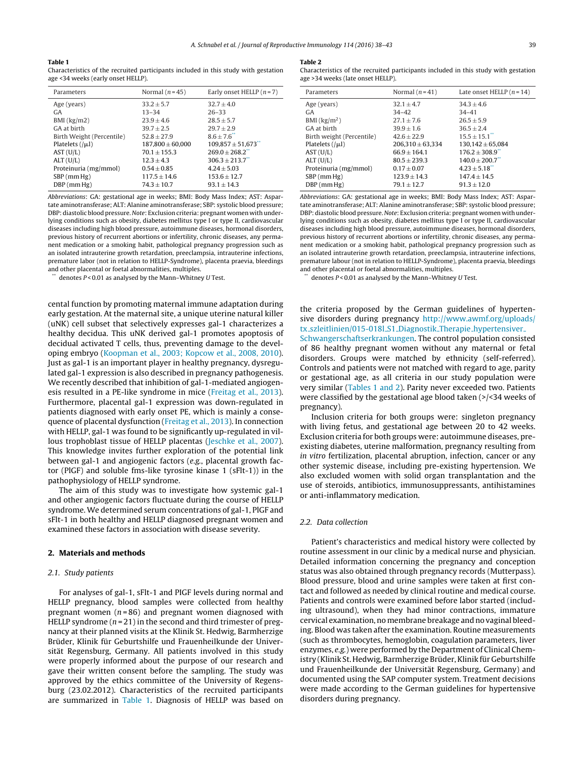**Table 1**
Characteristics of the recruited participants included in this study with gestation age <34 weeks (early onset HELLP).

| Parameters | Normal ($n = 45$) | Early onset HELLP ($n = 7$) |
|---|---|---|
| Age (years) | 33.2 ± 5.7 | 32.7 ± 4.0 |
| GA | 13–34 | 26–33 |
| BMI (kg/m2) | 23.9 ± 4.6 | 28.5 ± 5.7 |
| GA at birth | 39.7 ± 2.5 | 29.7 ± 2.9 |
| Birth Weight (Percentile) | 52.8 ± 27.9 | 8.6 ± 7.6** |
| Platelets (/μl) | 187,800 ± 60,000 | 109,857 ± 51,673** |
| AST (U/L) | 70.1 ± 155.3 | 269.0 ± 268.2** |
| ALT (U/L) | 12.3 ± 4.3 | 306.3 ± 213.7** |
| Proteinuria (mg/mmol) | 0.54 ± 0.85 | 4.24 ± 5.03 |
| SBP (mm Hg) | 117.5 ± 14.6 | 153.6 ± 12.7 |
| DBP (mm Hg) | 74.3 ± 10.7 | 93.1 ± 14.3 |

*Abbreviations*: GA: gestational age in weeks; BMI: Body Mass Index; AST: Aspartate aminotransferase; ALT: Alanine aminotransferase; SBP: systolic blood pressure; DBP: diastolic blood pressure. *Note*: Exclusion criteria: pregnant women with underlying conditions such as obesity, diabetes mellitus type I or type II, cardiovascular diseases including high blood pressure, autoimmune diseases, hormonal disorders, previous history of recurrent abortions or infertility, chronic diseases, any permanent medication or a smoking habit, pathological pregnancy progression such as an isolated intrauterine growth retardation, preeclampsia, intrauterine infections, premature labor (not in relation to HELLP-Syndrome), placenta praevia, bleedings and other placental or foetal abnormalities, multiples.

** denotes $P < 0.01$ as analysed by the Mann–Whitney *U* Test.

**Table 2**
Characteristics of the recruited participants included in this study with gestation age >34 weeks (late onset HELLP).

| Parameters | Normal ($n = 41$) | Late onset HELLP ($n = 14$) |
|---|---|---|
| Age (years) | 32.1 ± 4.7 | 34.3 ± 4.6 |
| GA | 34–42 | 34–41 |
| BMI (kg/m$^2$) | 27.1 ± 7.6 | 26.5 ± 5.9 |
| GA at birth | 39.9 ± 1.6 | 36.5 ± 2.4 |
| Birth weight (Percentile) | 42.6 ± 22.9 | 15.5 ± 15.1** |
| Platelets (/μl) | 206,310 ± 63,334 | 130,142 ± 65,084 |
| AST (U/L) | 66.9 ± 164.1 | 176.2 ± 308.9** |
| ALT (U/L) | 80.5 ± 239.3 | 140.0 ± 200.7** |
| Proteinuria (mg/mmol) | 0.17 ± 0.07 | 4.23 ± 5.18** |
| SBP (mm Hg) | 123.9 ± 14.3 | 147.4 ± 14.5 |
| DBP (mm Hg) | 79.1 ± 12.7 | 91.3 ± 12.0 |

*Abbreviations*: GA: gestational age in weeks; BMI: Body Mass Index; AST: Aspartate aminotransferase; ALT: Alanine aminotransferase; SBP: systolic blood pressure; DBP: diastolic blood pressure. *Note*: Exclusion criteria: pregnant women with underlying conditions such as obesity, diabetes mellitus type I or type II, cardiovascular diseases including high blood pressure, autoimmune diseases, hormonal disorders, previous history of recurrent abortions or infertility, chronic diseases, any permanent medication or a smoking habit, pathological pregnancy progression such as an isolated intrauterine growth retardation, preeclampsia, intrauterine infections, premature labour (not in relation to HELLP-Syndrome), placenta praevia, bleedings and other placental or foetal abnormalities, multiples.

** denotes $P < 0.01$ as analysed by the Mann–Whitney *U* Test.

cental function by promoting maternal immune adaptation during early gestation. At the maternal site, a unique uterine natural killer (uNK) cell subset that selectively expresses gal-1 characterizes a healthy decidua. This uNK derived gal-1 promotes apoptosis of decidual activated T cells, thus, preventing damage to the developing embryo (Koopman et al., 2003; Kopcow et al., 2008, 2010). Just as gal-1 is an important player in healthy pregnancy, dysregulated gal-1 expression is also described in pregnancy pathogenesis. We recently described that inhibition of gal-1-mediated angiogenesis resulted in a PE-like syndrome in mice (Freitag et al., 2013). Furthermore, placental gal-1 expression was down-regulated in patients diagnosed with early onset PE, which is mainly a consequence of placental dysfunction (Freitag et al., 2013). In connection with HELLP, gal-1 was found to be significantly up-regulated in villous trophoblast tissue of HELLP placentas (Jeschke et al., 2007). This knowledge invites further exploration of the potential link between gal-1 and angiogenic factors (*e.g.*, placental growth factor (PlGF) and soluble fms-like tyrosine kinase 1 (sFlt-1)) in the pathophysiology of HELLP syndrome.

The aim of this study was to investigate how systemic gal-1 and other angiogenic factors fluctuate during the course of HELLP syndrome. We determined serum concentrations of gal-1, PlGF and sFlt-1 in both healthy and HELLP diagnosed pregnant women and examined these factors in association with disease severity.

## 2. Materials and methods

### 2.1. Study patients

For analyses of gal-1, sFlt-1 and PlGF levels during normal and HELLP pregnancy, blood samples were collected from healthy pregnant women ($n = 86$) and pregnant women diagnosed with HELLP syndrome ($n = 21$) in the second and third trimester of pregnancy at their planned visits at the Klinik St. Hedwig, Barmherzige Brüder, Klinik für Geburtshilfe und Frauenheilkunde der Universität Regensburg, Germany. All patients involved in this study were properly informed about the purpose of our research and gave their written consent before the sampling. The study was approved by the ethics committee of the University of Regensburg (23.02.2012). Characteristics of the recruited participants are summarized in Table 1. Diagnosis of HELLP was based on the criteria proposed by the German guidelines of hypertensive disorders during pregnancy http://www.awmf.org/uploads/tx_szleitlinien/015-018l_S1_Diagnostik_Therapie_hypertensiver_Schwangerschaftserkrankungen. The control population consisted of 86 healthy pregnant women without any maternal or fetal disorders. Groups were matched by ethnicity (self-referred). Controls and patients were not matched with regard to age, parity or gestational age, as all criteria in our study population were very similar (Tables 1 and 2). Parity never exceeded two. Patients were classified by the gestational age blood taken (>/<34 weeks of pregnancy).

Inclusion criteria for both groups were: singleton pregnancy with living fetus, and gestational age between 20 to 42 weeks. Exclusion criteria for both groups were: autoimmune diseases, preexisting diabetes, uterine malformation, pregnancy resulting from *in vitro* fertilization, placental abruption, infection, cancer or any other systemic disease, including pre-existing hypertension. We also excluded women with solid organ transplantation and the use of steroids, antibiotics, immunosuppressants, antihistamines or anti-inflammatory medication.

### 2.2. Data collection

Patient's characteristics and medical history were collected by routine assessment in our clinic by a medical nurse and physician. Detailed information concerning the pregnancy and conception status was also obtained through pregnancy records (Mutterpass). Blood pressure, blood and urine samples were taken at first contact and followed as needed by clinical routine and medical course. Patients and controls were examined before labor started (including ultrasound), when they had minor contractions, immature cervical examination, no membrane breakage and no vaginal bleeding. Blood was taken after the examination. Routine measurements (such as thrombocytes, hemoglobin, coagulation parameters, liver enzymes, *e.g.*) were performed by the Department of Clinical Chemistry (Klinik St. Hedwig, Barmherzige Brüder, Klinik für Geburtshilfe und Frauenheilkunde der Universität Regensburg, Germany) and documented using the SAP computer system. Treatment decisions were made according to the German guidelines for hypertensive disorders during pregnancy.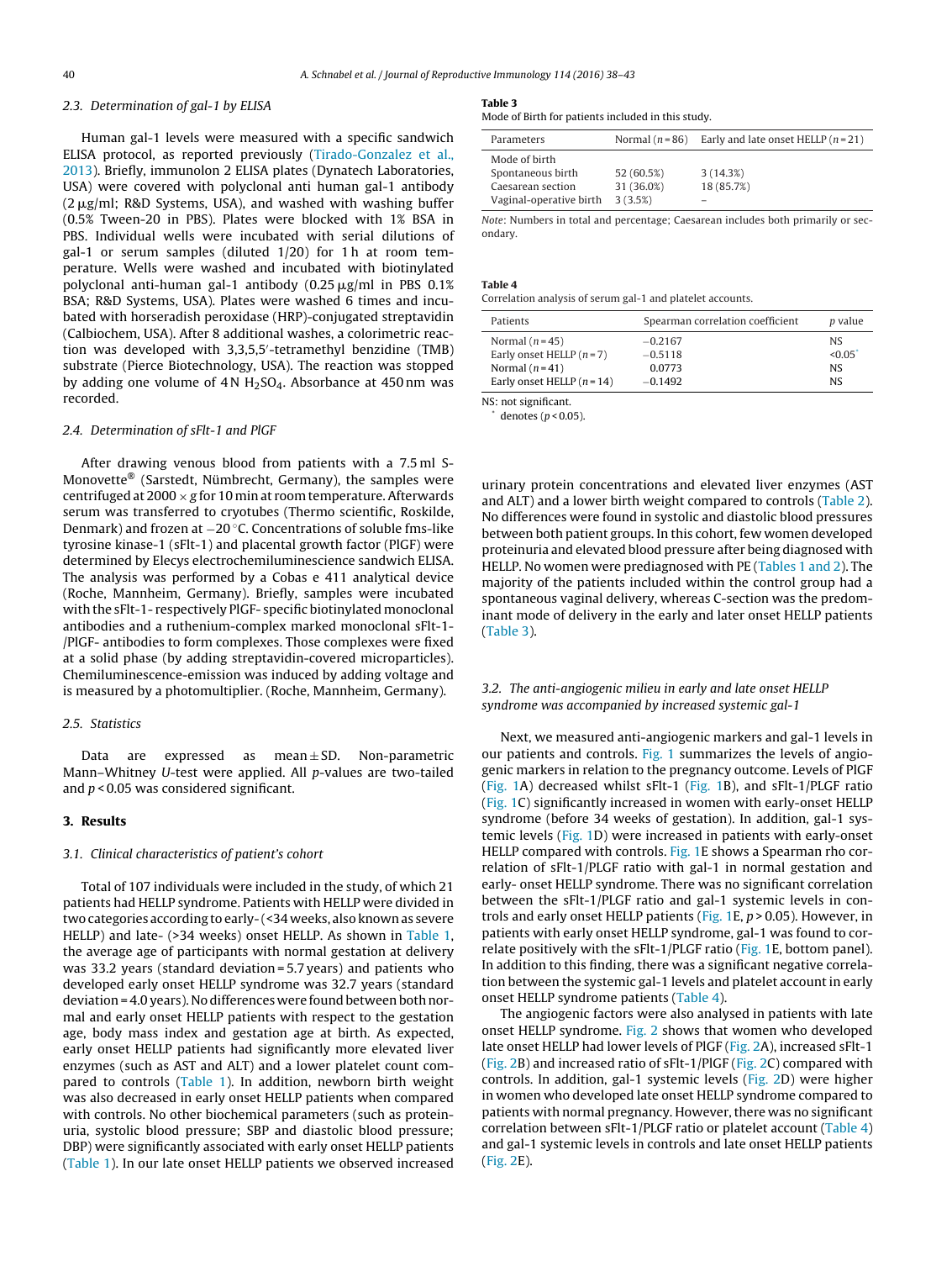### 2.3. Determination of gal-1 by ELISA

Human gal-1 levels were measured with a specific sandwich ELISA protocol, as reported previously (Tirado-Gonzalez et al., 2013). Briefly, immunolon 2 ELISA plates (Dynatech Laboratories, USA) were covered with polyclonal anti human gal-1 antibody (2 μg/ml; R&D Systems, USA), and washed with washing buffer (0.5% Tween-20 in PBS). Plates were blocked with 1% BSA in PBS. Individual wells were incubated with serial dilutions of gal-1 or serum samples (diluted 1/20) for 1 h at room temperature. Wells were washed and incubated with biotinylated polyclonal anti-human gal-1 antibody (0.25 μg/ml in PBS 0.1% BSA; R&D Systems, USA). Plates were washed 6 times and incubated with horseradish peroxidase (HRP)-conjugated streptavidin (Calbiochem, USA). After 8 additional washes, a colorimetric reaction was developed with 3,3,5,5′-tetramethyl benzidine (TMB) substrate (Pierce Biotechnology, USA). The reaction was stopped by adding one volume of 4 N $H_2SO_4$. Absorbance at 450 nm was recorded.

### 2.4. Determination of sFlt-1 and PlGF

After drawing venous blood from patients with a 7.5 ml S-Monovette® (Sarstedt, Nümbrecht, Germany), the samples were centrifuged at 2000 × g for 10 min at room temperature. Afterwards serum was transferred to cryotubes (Thermo scientific, Roskilde, Denmark) and frozen at −20 °C. Concentrations of soluble fms-like tyrosine kinase-1 (sFlt-1) and placental growth factor (PlGF) were determined by Elecys electrochemiluminescience sandwich ELISA. The analysis was performed by a Cobas e 411 analytical device (Roche, Mannheim, Germany). Briefly, samples were incubated with the sFlt-1- respectively PlGF- specific biotinylated monoclonal antibodies and a ruthenium-complex marked monoclonal sFlt-1-/PlGF- antibodies to form complexes. Those complexes were fixed at a solid phase (by adding streptavidin-covered microparticles). Chemiluminescence-emission was induced by adding voltage and is measured by a photomultiplier. (Roche, Mannheim, Germany).

### 2.5. Statistics

Data are expressed as mean ± SD. Non-parametric Mann–Whitney *U*-test were applied. All *p*-values are two-tailed and $p < 0.05$ was considered significant.

## 3. Results

### 3.1. Clinical characteristics of patient's cohort

Total of 107 individuals were included in the study, of which 21 patients had HELLP syndrome. Patients with HELLP were divided in two categories according to early- (<34 weeks, also known as severe HELLP) and late- (>34 weeks) onset HELLP. As shown in Table 1, the average age of participants with normal gestation at delivery was 33.2 years (standard deviation = 5.7 years) and patients who developed early onset HELLP syndrome was 32.7 years (standard deviation = 4.0 years). No differences were found between both normal and early onset HELLP patients with respect to the gestation age, body mass index and gestation age at birth. As expected, early onset HELLP patients had significantly more elevated liver enzymes (such as AST and ALT) and a lower platelet count compared to controls (Table 1). In addition, newborn birth weight was also decreased in early onset HELLP patients when compared with controls. No other biochemical parameters (such as proteinuria, systolic blood pressure; SBP and diastolic blood pressure; DBP) were significantly associated with early onset HELLP patients (Table 1). In our late onset HELLP patients we observed increased urinary protein concentrations and elevated liver enzymes (AST and ALT) and a lower birth weight compared to controls (Table 2). No differences were found in systolic and diastolic blood pressures between both patient groups. In this cohort, few women developed proteinuria and elevated blood pressure after being diagnosed with HELLP. No women were prediagnosed with PE (Tables 1 and 2). The majority of the patients included within the control group had a spontaneous vaginal delivery, whereas C-section was the predominant mode of delivery in the early and later onset HELLP patients (Table 3).

**Table 3**
Mode of Birth for patients included in this study.

| Parameters | Normal (n = 86) | Early and late onset HELLP (n = 21) |
|---|---|---|
| Mode of birth | | |
| Spontaneous birth | 52 (60.5%) | 3 (14.3%) |
| Caesarean section | 31 (36.0%) | 18 (85.7%) |
| Vaginal-operative birth | 3 (3.5%) | – |

*Note*: Numbers in total and percentage; Caesarean includes both primarily or secondary.

**Table 4**
Correlation analysis of serum gal-1 and platelet accounts.

| Patients | Spearman correlation coefficient | p value |
|---|---|---|
| Normal (n = 45) | −0.2167 | NS |
| Early onset HELLP (n = 7) | −0.5118 | <0.05* |
| Normal (n = 41) | 0.0773 | NS |
| Early onset HELLP (n = 14) | −0.1492 | NS |

NS: not significant.
* denotes ($p < 0.05$).

### 3.2. The anti-angiogenic milieu in early and late onset HELLP syndrome was accompanied by increased systemic gal-1

Next, we measured anti-angiogenic markers and gal-1 levels in our patients and controls. Fig. 1 summarizes the levels of angiogenic markers in relation to the pregnancy outcome. Levels of PlGF (Fig. 1A) decreased whilst sFlt-1 (Fig. 1B), and sFlt-1/PLGF ratio (Fig. 1C) significantly increased in women with early-onset HELLP syndrome (before 34 weeks of gestation). In addition, gal-1 systemic levels (Fig. 1D) were increased in patients with early-onset HELLP compared with controls. Fig. 1E shows a Spearman rho correlation of sFlt-1/PLGF ratio with gal-1 in normal gestation and early- onset HELLP syndrome. There was no significant correlation between the sFlt-1/PLGF ratio and gal-1 systemic levels in controls and early onset HELLP patients (Fig. 1E, $p > 0.05$). However, in patients with early onset HELLP syndrome, gal-1 was found to correlate positively with the sFlt-1/PLGF ratio (Fig. 1E, bottom panel). In addition to this finding, there was a significant negative correlation between the systemic gal-1 levels and platelet account in early onset HELLP syndrome patients (Table 4).

The angiogenic factors were also analysed in patients with late onset HELLP syndrome. Fig. 2 shows that women who developed late onset HELLP had lower levels of PlGF (Fig. 2A), increased sFlt-1 (Fig. 2B) and increased ratio of sFlt-1/PlGF (Fig. 2C) compared with controls. In addition, gal-1 systemic levels (Fig. 2D) were higher in women who developed late onset HELLP syndrome compared to patients with normal pregnancy. However, there was no significant correlation between sFlt-1/PLGF ratio or platelet account (Table 4) and gal-1 systemic levels in controls and late onset HELLP patients (Fig. 2E).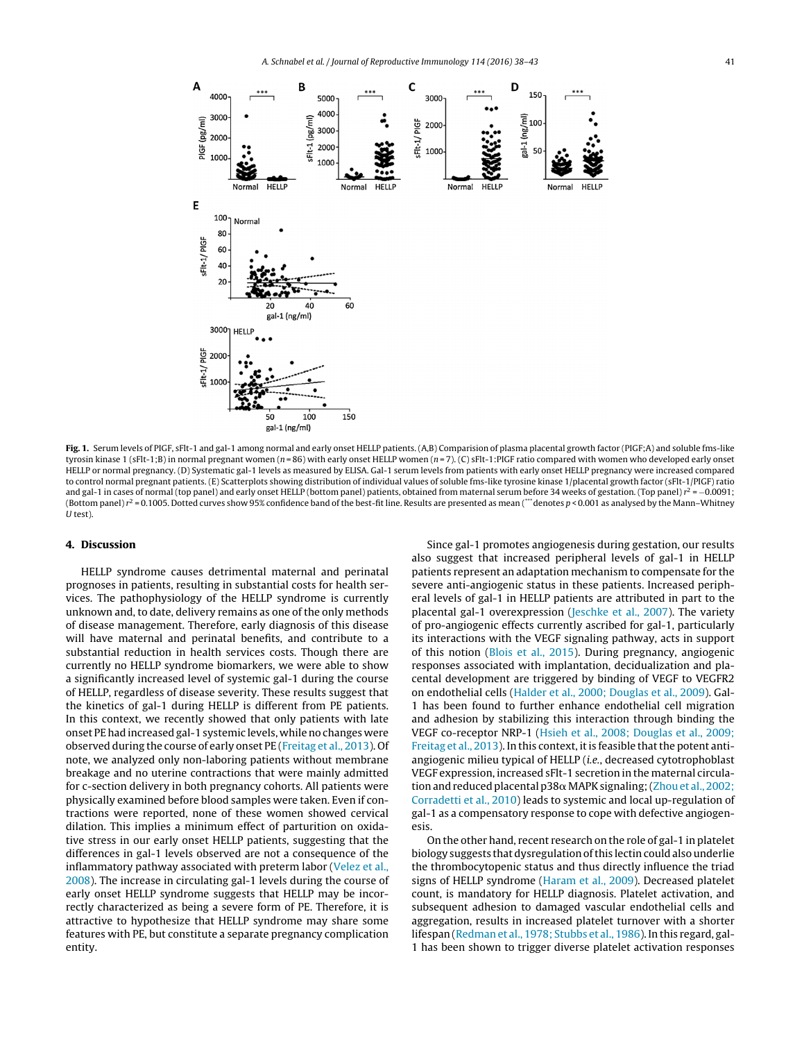**Fig. 1.** Serum levels of PlGF, sFlt-1 and gal-1 among normal and early onset HELLP patients. (A,B) Comparision of plasma placental growth factor (PlGF;A) and soluble fms-like tyrosin kinase 1 (sFlt-1;B) in normal pregnant women ($n = 86$) with early onset HELLP women ($n = 7$). (C) sFlt-1:PlGF ratio compared with women who developed early onset HELLP or normal pregnancy. (D) Systematic gal-1 levels as measured by ELISA. Gal-1 serum levels from patients with early onset HELLP pregnancy were increased compared to control normal pregnant patients. (E) Scatterplots showing distribution of individual values of soluble fms-like tyrosine kinase 1/placental growth factor (sFlt-1/PlGF) ratio and gal-1 in cases of normal (top panel) and early onset HELLP (bottom panel) patients, obtained from maternal serum before 34 weeks of gestation. (Top panel) $r^2 = -0.0091$; (Bottom panel) $r^2 = 0.1005$. Dotted curves show 95% confidence band of the best-fit line. Results are presented as mean (*** denotes $p < 0.001$ as analysed by the Mann–Whitney *U* test).

## 4. Discussion

HELLP syndrome causes detrimental maternal and perinatal prognoses in patients, resulting in substantial costs for health services. The pathophysiology of the HELLP syndrome is currently unknown and, to date, delivery remains as one of the only methods of disease management. Therefore, early diagnosis of this disease will have maternal and perinatal benefits, and contribute to a substantial reduction in health services costs. Though there are currently no HELLP syndrome biomarkers, we were able to show a significantly increased level of systemic gal-1 during the course of HELLP, regardless of disease severity. These results suggest that the kinetics of gal-1 during HELLP is different from PE patients. In this context, we recently showed that only patients with late onset PE had increased gal-1 systemic levels, while no changes were observed during the course of early onset PE (Freitag et al., 2013). Of note, we analyzed only non-laboring patients without membrane breakage and no uterine contractions that were mainly admitted for c-section delivery in both pregnancy cohorts. All patients were physically examined before blood samples were taken. Even if contractions were reported, none of these women showed cervical dilation. This implies a minimum effect of parturition on oxidative stress in our early onset HELLP patients, suggesting that the differences in gal-1 levels observed are not a consequence of the inflammatory pathway associated with preterm labor (Velez et al., 2008). The increase in circulating gal-1 levels during the course of early onset HELLP syndrome suggests that HELLP may be incorrectly characterized as being a severe form of PE. Therefore, it is attractive to hypothesize that HELLP syndrome may share some features with PE, but constitute a separate pregnancy complication entity.

Since gal-1 promotes angiogenesis during gestation, our results also suggest that increased peripheral levels of gal-1 in HELLP patients represent an adaptation mechanism to compensate for the severe anti-angiogenic status in these patients. Increased peripheral levels of gal-1 in HELLP patients are attributed in part to the placental gal-1 overexpression (Jeschke et al., 2007). The variety of pro-angiogenic effects currently ascribed for gal-1, particularly its interactions with the VEGF signaling pathway, acts in support of this notion (Blois et al., 2015). During pregnancy, angiogenic responses associated with implantation, decidualization and placental development are triggered by binding of VEGF to VEGFR2 on endothelial cells (Halder et al., 2000; Douglas et al., 2009). Gal-1 has been found to further enhance endothelial cell migration and adhesion by stabilizing this interaction through binding the VEGF co-receptor NRP-1 (Hsieh et al., 2008; Douglas et al., 2009; Freitag et al., 2013). In this context, it is feasible that the potent anti-angiogenic milieu typical of HELLP (*i.e.*, decreased cytotrophoblast VEGF expression, increased sFlt-1 secretion in the maternal circulation and reduced placental p38α MAPK signaling; (Zhou et al., 2002; Corradetti et al., 2010) leads to systemic and local up-regulation of gal-1 as a compensatory response to cope with defective angiogenesis.

On the other hand, recent research on the role of gal-1 in platelet biology suggests that dysregulation of this lectin could also underlie the thrombocytopenic status and thus directly influence the triad signs of HELLP syndrome (Haram et al., 2009). Decreased platelet count, is mandatory for HELLP diagnosis. Platelet activation, and subsequent adhesion to damaged vascular endothelial cells and aggregation, results in increased platelet turnover with a shorter lifespan (Redman et al., 1978; Stubbs et al., 1986). In this regard, gal-1 has been shown to trigger diverse platelet activation responses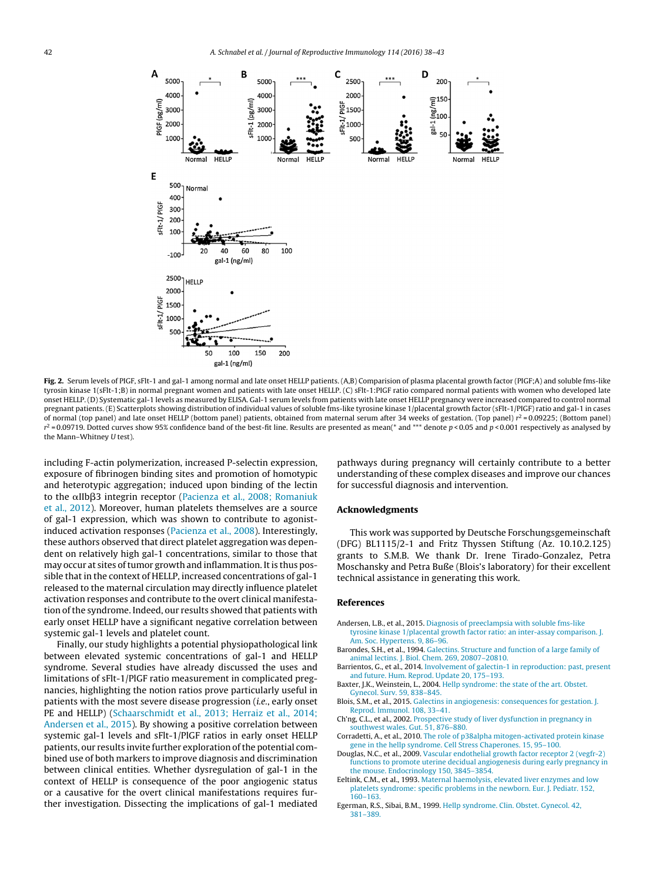**Fig. 2.** Serum levels of PlGF, sFlt-1 and gal-1 among normal and late onset HELLP patients. (A,B) Comparision of plasma placental growth factor (PlGF;A) and soluble fms-like tyrosin kinase 1(sFlt-1;B) in normal pregnant women and patients with late onset HELLP. (C) sFlt-1:PlGF ratio compared normal patients with women who developed late onset HELLP. (D) Systematic gal-1 levels as measured by ELISA. Gal-1 serum levels from patients with late onset HELLP pregnancy were increased compared to control normal pregnant patients. (E) Scatterplots showing distribution of individual values of soluble fms-like tyrosine kinase 1/placental growth factor (sFlt-1/PlGF) ratio and gal-1 in cases of normal (top panel) and late onset HELLP (bottom panel) patients, obtained from maternal serum after 34 weeks of gestation. (Top panel) $r^2 = 0.09225$; (Bottom panel) $r^2 = 0.09719$. Dotted curves show 95% confidence band of the best-fit line. Results are presented as mean(* and *** denote $p < 0.05$ and $p < 0.001$ respectively as analysed by the Mann–Whitney *U* test).

including F-actin polymerization, increased P-selectin expression, exposure of fibrinogen binding sites and promotion of homotypic and heterotypic aggregation; induced upon binding of the lectin to the αIIbβ3 integrin receptor (Pacienza et al., 2008; Romaniuk et al., 2012). Moreover, human platelets themselves are a source of gal-1 expression, which was shown to contribute to agonist-induced activation responses (Pacienza et al., 2008). Interestingly, these authors observed that direct platelet aggregation was dependent on relatively high gal-1 concentrations, similar to those that may occur at sites of tumor growth and inflammation. It is thus possible that in the context of HELLP, increased concentrations of gal-1 released to the maternal circulation may directly influence platelet activation responses and contribute to the overt clinical manifestation of the syndrome. Indeed, our results showed that patients with early onset HELLP have a significant negative correlation between systemic gal-1 levels and platelet count.

Finally, our study highlights a potential physiopathological link between elevated systemic concentrations of gal-1 and HELLP syndrome. Several studies have already discussed the uses and limitations of sFlt-1/PlGF ratio measurement in complicated pregnancies, highlighting the notion ratios prove particularly useful in patients with the most severe disease progression (*i.e.*, early onset PE and HELLP) (Schaarschmidt et al., 2013; Herraiz et al., 2014; Andersen et al., 2015). By showing a positive correlation between systemic gal-1 levels and sFlt-1/PlGF ratios in early onset HELLP patients, our results invite further exploration of the potential combined use of both markers to improve diagnosis and discrimination between clinical entities. Whether dysregulation of gal-1 in the context of HELLP is consequence of the poor angiogenic status or a causative for the overt clinical manifestations requires further investigation. Dissecting the implications of gal-1 mediated pathways during pregnancy will certainly contribute to a better understanding of these complex diseases and improve our chances for successful diagnosis and intervention.

## Acknowledgments

This work was supported by Deutsche Forschungsgemeinschaft (DFG) BL1115/2-1 and Fritz Thyssen Stiftung (Az. 10.10.2.125) grants to S.M.B. We thank Dr. Irene Tirado-Gonzalez, Petra Moschansky and Petra Buße (Blois's laboratory) for their excellent technical assistance in generating this work.

## References

Andersen, L.B., et al., 2015. Diagnosis of preeclampsia with soluble fms-like tyrosine kinase 1/placental growth factor ratio: an inter-assay comparison. J. Am. Soc. Hypertens. 9, 86–96.

Barondes, S.H., et al., 1994. Galectins. Structure and function of a large family of animal lectins. J. Biol. Chem. 269, 20807–20810.

Barrientos, G., et al., 2014. Involvement of galectin-1 in reproduction: past, present and future. Hum. Reprod. Update 20, 175–193.

Baxter, J.K., Weinstein, L., 2004. Hellp syndrome: the state of the art. Obstet. Gynecol. Surv. 59, 838–845.

Blois, S.M., et al., 2015. Galectins in angiogenesis: consequences for gestation. J. Reprod. Immunol. 108, 33–41.

Ch'ng, C.L., et al., 2002. Prospective study of liver dysfunction in pregnancy in southwest wales. Gut. 51, 876–880.

Corradetti, A., et al., 2010. The role of p38alpha mitogen-activated protein kinase gene in the hellp syndrome. Cell Stress Chaperones. 15, 95–100.

Douglas, N.C., et al., 2009. Vascular endothelial growth factor receptor 2 (vegfr-2) functions to promote uterine decidual angiogenesis during early pregnancy in the mouse. Endocrinology 150, 3845–3854.

Eeltink, C.M., et al., 1993. Maternal haemolysis, elevated liver enzymes and low platelets syndrome: specific problems in the newborn. Eur. J. Pediatr. 152, 160–163.

Egerman, R.S., Sibai, B.M., 1999. Hellp syndrome. Clin. Obstet. Gynecol. 42, 381–389.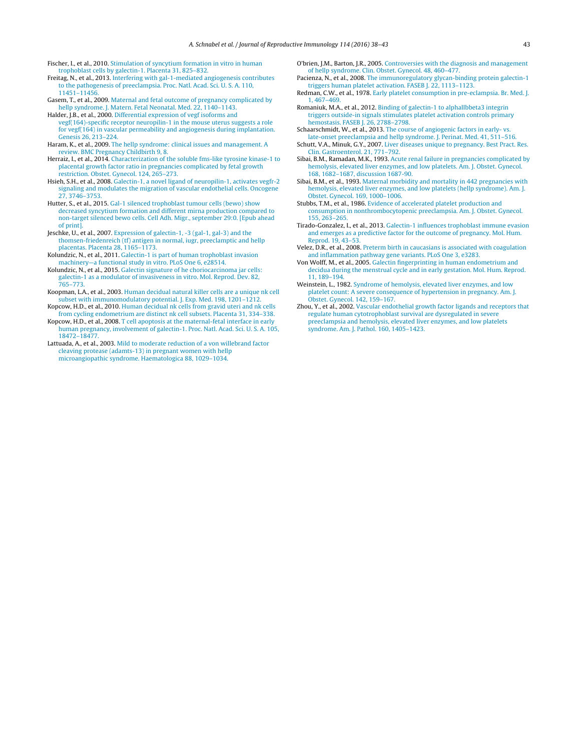Fischer, I., et al., 2010. Stimulation of syncytium formation in vitro in human trophoblast cells by galectin-1. Placenta 31, 825–832.

Freitag, N., et al., 2013. Interfering with gal-1-mediated angiogenesis contributes to the pathogenesis of preeclampsia. Proc. Natl. Acad. Sci. U. S. A. 110, 11451–11456.

Gasem, T., et al., 2009. Maternal and fetal outcome of pregnancy complicated by hellp syndrome. J. Matern. Fetal Neonatal. Med. 22, 1140–1143.

Halder, J.B., et al., 2000. Differential expression of vegf isoforms and vegf(164)-specific receptor neuropilin-1 in the mouse uterus suggests a role for vegf(164) in vascular permeability and angiogenesis during implantation. Genesis 26, 213–224.

Haram, K., et al., 2009. The hellp syndrome: clinical issues and management. A review. BMC Pregnancy Childbirth 9, 8.

Herraiz, I., et al., 2014. Characterization of the soluble fms-like tyrosine kinase-1 to placental growth factor ratio in pregnancies complicated by fetal growth restriction. Obstet. Gynecol. 124, 265–273.

Hsieh, S.H., et al., 2008. Galectin-1, a novel ligand of neuropilin-1, activates vegfr-2 signaling and modulates the migration of vascular endothelial cells. Oncogene 27, 3746–3753.

Hutter, S., et al., 2015. Gal-1 silenced trophoblast tumour cells (bewo) show decreased syncytium formation and different mirna production compared to non-target silenced bewo cells. Cell Adh. Migr., september 29:0. [Epub ahead of print].

Jeschke, U., et al., 2007. Expression of galectin-1, -3 (gal-1, gal-3) and the thomsen-friedenreich (tf) antigen in normal, iugr, preeclamptic and hellp placentas. Placenta 28, 1165–1173.

Kolundzic, N., et al., 2011. Galectin-1 is part of human trophoblast invasion machinery—a functional study in vitro. PLoS One 6, e28514.

Kolundzic, N., et al., 2015. Galectin signature of he choriocarcinoma jar cells: galectin-1 as a modulator of invasiveness in vitro. Mol. Reprod. Dev. 82, 765–773.

Koopman, L.A., et al., 2003. Human decidual natural killer cells are a unique nk cell subset with immunomodulatory potential. J. Exp. Med. 198, 1201–1212.

Kopcow, H.D., et al., 2010. Human decidual nk cells from gravid uteri and nk cells from cycling endometrium are distinct nk cell subsets. Placenta 31, 334–338.

Kopcow, H.D., et al., 2008. T cell apoptosis at the maternal-fetal interface in early human pregnancy, involvement of galectin-1. Proc. Natl. Acad. Sci. U. S. A. 105, 18472–18477.

Lattuada, A., et al., 2003. Mild to moderate reduction of a von willebrand factor cleaving protease (adamts-13) in pregnant women with hellp microangiopathic syndrome. Haematologica 88, 1029–1034.

O'brien, J.M., Barton, J.R., 2005. Controversies with the diagnosis and management of hellp syndrome. Clin. Obstet. Gynecol. 48, 460–477.

Pacienza, N., et al., 2008. The immunoregulatory glycan-binding protein galectin-1 triggers human platelet activation. FASEB J. 22, 1113–1123.

Redman, C.W., et al., 1978. Early platelet consumption in pre-eclampsia. Br. Med. J. 1, 467–469.

Romaniuk, M.A., et al., 2012. Binding of galectin-1 to alphaIIbbeta3 integrin triggers outside-in signals stimulates platelet activation controls primary hemostasis. FASEB J. 26, 2788–2798.

Schaarschmidt, W., et al., 2013. The course of angiogenic factors in early- vs. late-onset preeclampsia and hellp syndrome. J. Perinat. Med. 41, 511–516.

Schutt, V.A., Minuk, G.Y., 2007. Liver diseases unique to pregnancy. Best Pract. Res. Clin. Gastroenterol. 21, 771–792.

Sibai, B.M., Ramadan, M.K., 1993. Acute renal failure in pregnancies complicated by hemolysis, elevated liver enzymes, and low platelets. Am. J. Obstet. Gynecol. 168, 1682–1687, discussion 1687-90.

Sibai, B.M., et al., 1993. Maternal morbidity and mortality in 442 pregnancies with hemolysis, elevated liver enzymes, and low platelets (hellp syndrome). Am. J. Obstet. Gynecol. 169, 1000–1006.

Stubbs, T.M., et al., 1986. Evidence of accelerated platelet production and consumption in nonthrombocytopenic preeclampsia. Am. J. Obstet. Gynecol. 155, 263–265.

Tirado-Gonzalez, I., et al., 2013. Galectin-1 influences trophoblast immune evasion and emerges as a predictive factor for the outcome of pregnancy. Mol. Hum. Reprod. 19, 43–53.

Velez, D.R., et al., 2008. Preterm birth in caucasians is associated with coagulation and inflammation pathway gene variants. PLoS One 3, e3283.

Von Wolff, M., et al., 2005. Galectin fingerprinting in human endometrium and decidua during the menstrual cycle and in early gestation. Mol. Hum. Reprod. 11, 189–194.

Weinstein, L., 1982. Syndrome of hemolysis, elevated liver enzymes, and low platelet count: A severe consequence of hypertension in pregnancy. Am. J. Obstet. Gynecol. 142, 159–167.

Zhou, Y., et al., 2002. Vascular endothelial growth factor ligands and receptors that regulate human cytotrophoblast survival are dysregulated in severe preeclampsia and hemolysis, elevated liver enzymes, and low platelets syndrome. Am. J. Pathol. 160, 1405–1423.